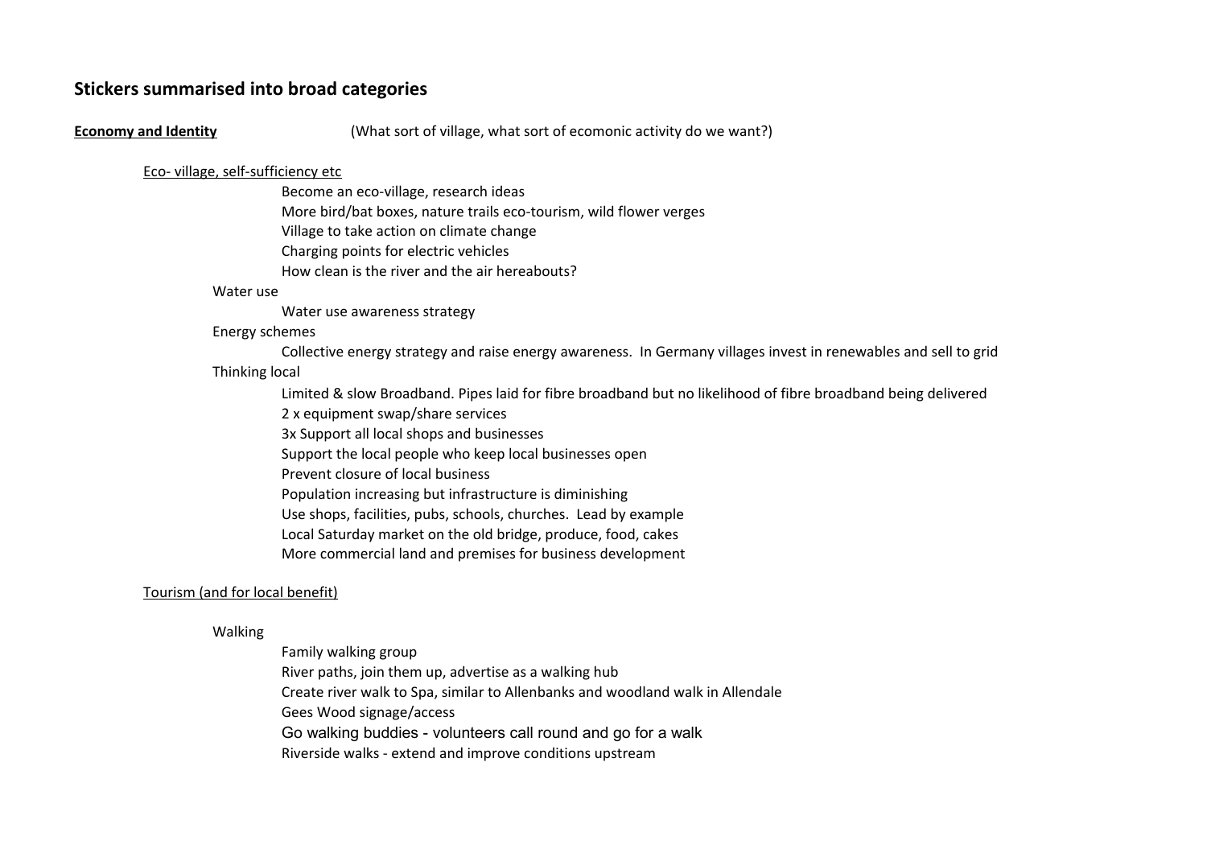## Stickers summarised into broad categories

**Economy and Identity** (What sort of village, what sort of ecomonic activity do we want?)

Eco- village, self-sufficiency etc

- Become an eco-village, research ideas
- More bird/bat boxes, nature trails eco-tourism, wild flower verges
- Village to take action on climate change
- Charging points for electric vehicles
- How clean is the river and the air hereabouts?

Water use

- Water use awareness strategy

Energy schemes

- Collective energy strategy and raise energy awareness. In Germany villages invest in renewables and sell to grid

Thinking local

- Limited & slow Broadband. Pipes laid for fibre broadband but no likelihood of fibre broadband being delivered
- 2 x equipment swap/share services
- 3x Support all local shops and businesses
- Support the local people who keep local businesses open
- Prevent closure of local business
- Population increasing but infrastructure is diminishing
- Use shops, facilities, pubs, schools, churches. Lead by example
- Local Saturday market on the old bridge, produce, food, cakes
- More commercial land and premises for business development

Tourism (and for local benefit)

Walking

- Family walking group
- River paths, join them up, advertise as a walking hub
- Create river walk to Spa, similar to Allenbanks and woodland walk in Allendale
- Gees Wood signage/access
- Go walking buddies - volunteers call round and go for a walk
- Riverside walks - extend and improve conditions upstream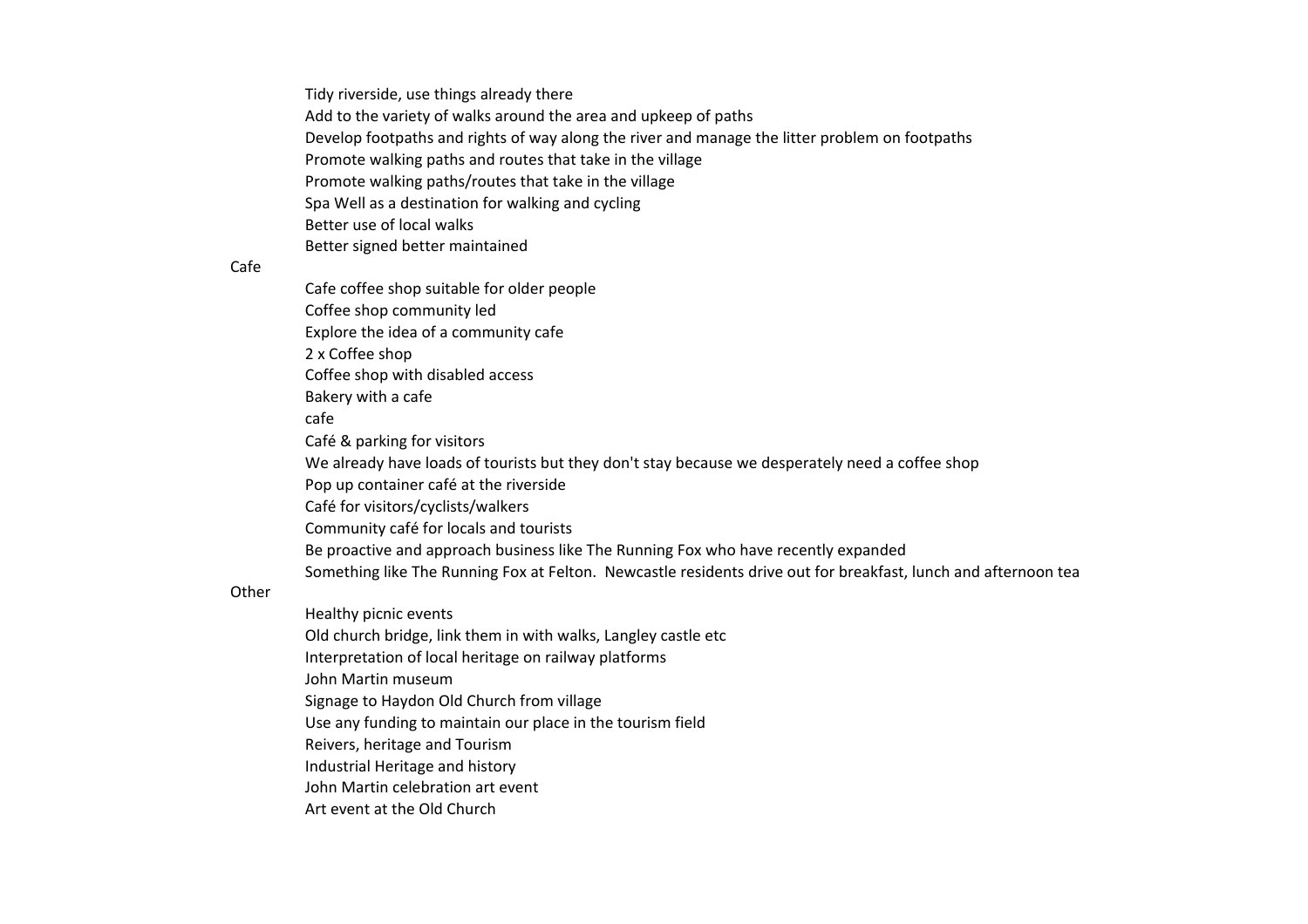Tidy riverside, use things already there
Add to the variety of walks around the area and upkeep of paths
Develop footpaths and rights of way along the river and manage the litter problem on footpaths
Promote walking paths and routes that take in the village
Promote walking paths/routes that take in the village
Spa Well as a destination for walking and cycling
Better use of local walks
Better signed better maintained

Cafe

- Cafe coffee shop suitable for older people
- Coffee shop community led
- Explore the idea of a community cafe
- 2 x Coffee shop
- Coffee shop with disabled access
- Bakery with a cafe
- cafe
- Café & parking for visitors
- We already have loads of tourists but they don't stay because we desperately need a coffee shop
- Pop up container café at the riverside
- Café for visitors/cyclists/walkers
- Community café for locals and tourists
- Be proactive and approach business like The Running Fox who have recently expanded
- Something like The Running Fox at Felton.  Newcastle residents drive out for breakfast, lunch and afternoon tea

Other

- Healthy picnic events
- Old church bridge, link them in with walks, Langley castle etc
- Interpretation of local heritage on railway platforms
- John Martin museum
- Signage to Haydon Old Church from village
- Use any funding to maintain our place in the tourism field
- Reivers, heritage and Tourism
- Industrial Heritage and history
- John Martin celebration art event
- Art event at the Old Church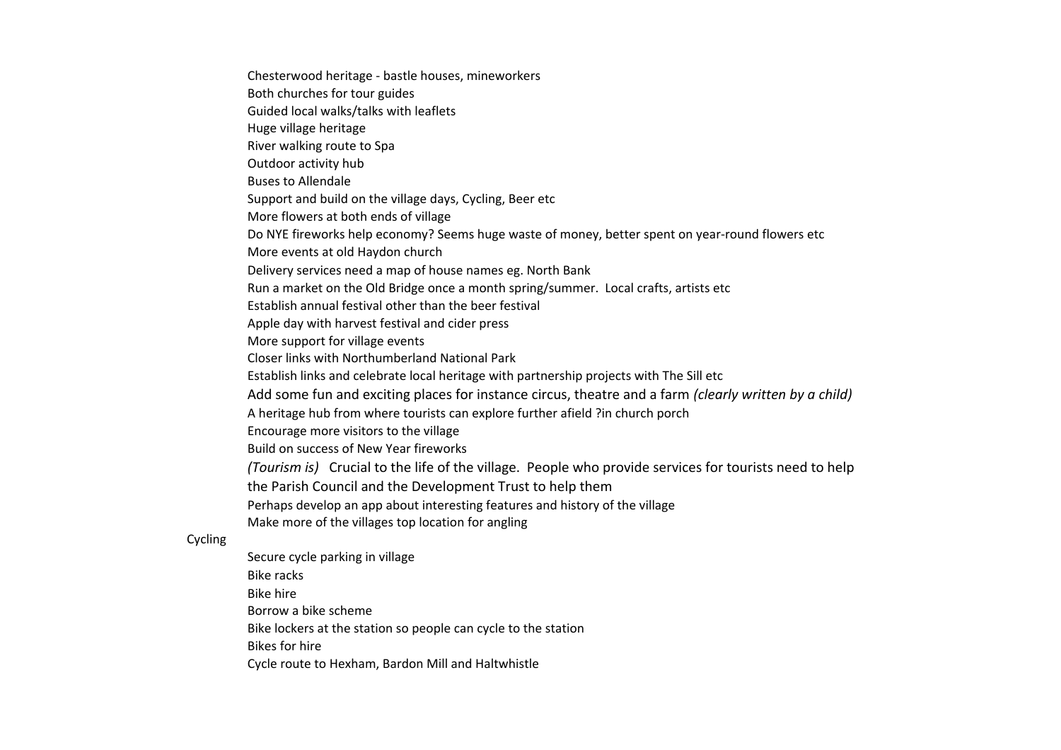- Chesterwood heritage - bastle houses, mineworkers
- Both churches for tour guides
- Guided local walks/talks with leaflets
- Huge village heritage
- River walking route to Spa
- Outdoor activity hub
- Buses to Allendale
- Support and build on the village days, Cycling, Beer etc
- More flowers at both ends of village
- Do NYE fireworks help economy? Seems huge waste of money, better spent on year-round flowers etc
- More events at old Haydon church
- Delivery services need a map of house names eg. North Bank
- Run a market on the Old Bridge once a month spring/summer. Local crafts, artists etc
- Establish annual festival other than the beer festival
- Apple day with harvest festival and cider press
- More support for village events
- Closer links with Northumberland National Park
- Establish links and celebrate local heritage with partnership projects with The Sill etc
- Add some fun and exciting places for instance circus, theatre and a farm *(clearly written by a child)*
- A heritage hub from where tourists can explore further afield ?in church porch
- Encourage more visitors to the village
- Build on success of New Year fireworks
- *(Tourism is)* Crucial to the life of the village. People who provide services for tourists need to help the Parish Council and the Development Trust to help them
- Perhaps develop an app about interesting features and history of the village
- Make more of the villages top location for angling

Cycling

- Secure cycle parking in village
- Bike racks
- Bike hire
- Borrow a bike scheme
- Bike lockers at the station so people can cycle to the station
- Bikes for hire
- Cycle route to Hexham, Bardon Mill and Haltwhistle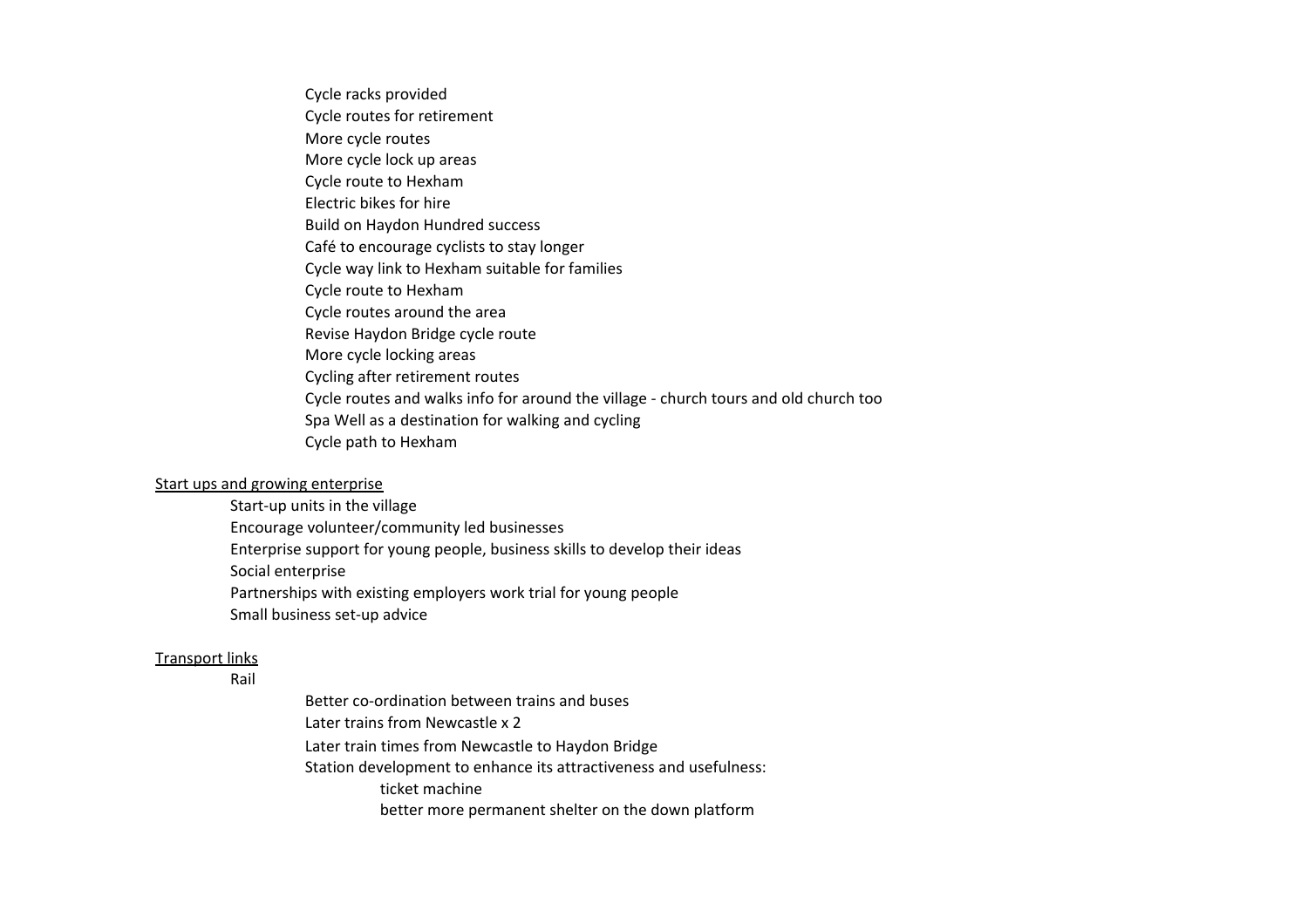- Cycle racks provided
- Cycle routes for retirement
- More cycle routes
- More cycle lock up areas
- Cycle route to Hexham
- Electric bikes for hire
- Build on Haydon Hundred success
- Café to encourage cyclists to stay longer
- Cycle way link to Hexham suitable for families
- Cycle route to Hexham
- Cycle routes around the area
- Revise Haydon Bridge cycle route
- More cycle locking areas
- Cycling after retirement routes
- Cycle routes and walks info for around the village - church tours and old church too
- Spa Well as a destination for walking and cycling
- Cycle path to Hexham

<u>Start ups and growing enterprise</u>

- Start-up units in the village
- Encourage volunteer/community led businesses
- Enterprise support for young people, business skills to develop their ideas
- Social enterprise
- Partnerships with existing employers work trial for young people
- Small business set-up advice

<u>Transport links</u>

- Rail
  - Better co-ordination between trains and buses
  - Later trains from Newcastle x 2
  - Later train times from Newcastle to Haydon Bridge
  - Station development to enhance its attractiveness and usefulness:
    - ticket machine
    - better more permanent shelter on the down platform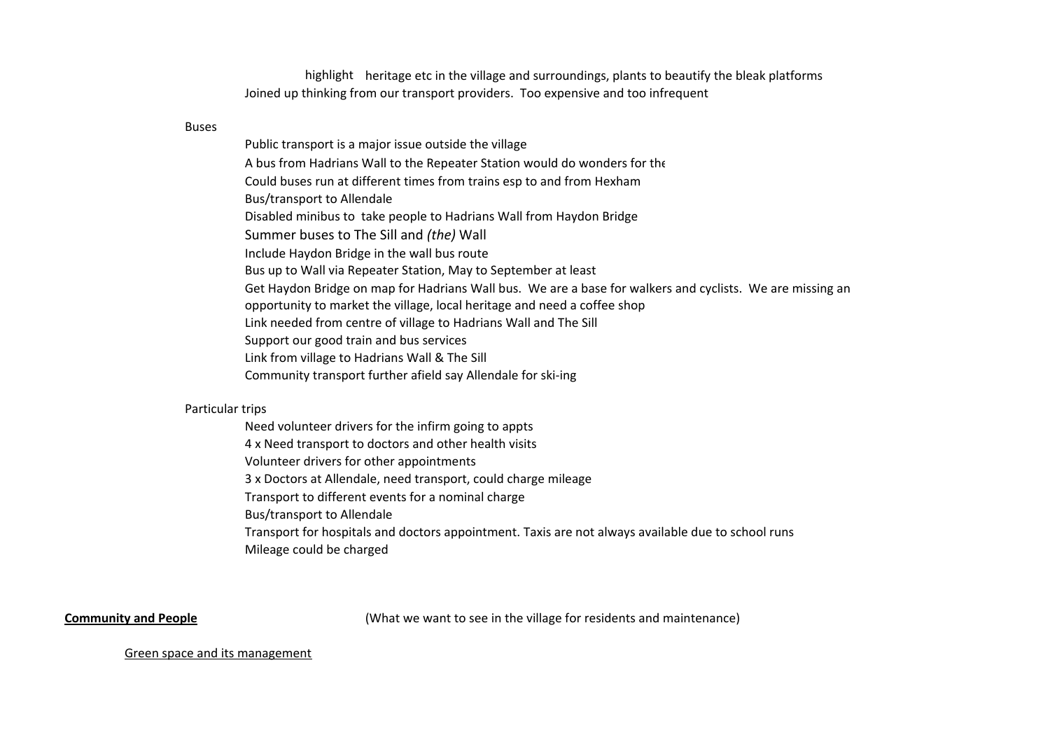highlight heritage etc in the village and surroundings, plants to beautify the bleak platforms

Joined up thinking from our transport providers. Too expensive and too infrequent

Buses

- Public transport is a major issue outside the village
- A bus from Hadrians Wall to the Repeater Station would do wonders for the
- Could buses run at different times from trains esp to and from Hexham
- Bus/transport to Allendale
- Disabled minibus to take people to Hadrians Wall from Haydon Bridge
- Summer buses to The Sill and *(the)* Wall
- Include Haydon Bridge in the wall bus route
- Bus up to Wall via Repeater Station, May to September at least
- Get Haydon Bridge on map for Hadrians Wall bus. We are a base for walkers and cyclists. We are missing an opportunity to market the village, local heritage and need a coffee shop
- Link needed from centre of village to Hadrians Wall and The Sill
- Support our good train and bus services
- Link from village to Hadrians Wall & The Sill
- Community transport further afield say Allendale for ski-ing

Particular trips

- Need volunteer drivers for the infirm going to appts
- 4 x Need transport to doctors and other health visits
- Volunteer drivers for other appointments
- 3 x Doctors at Allendale, need transport, could charge mileage
- Transport to different events for a nominal charge
- Bus/transport to Allendale
- Transport for hospitals and doctors appointment. Taxis are not always available due to school runs
- Mileage could be charged

**<u>Community and People</u>** (What we want to see in the village for residents and maintenance)

<u>Green space and its management</u>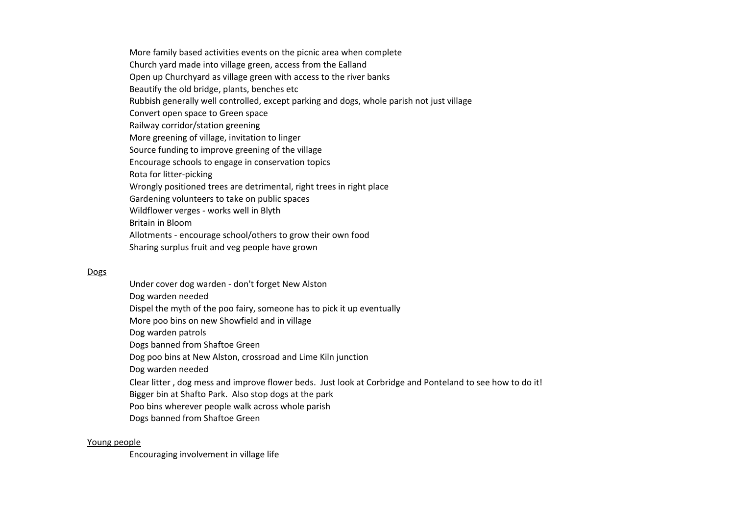More family based activities events on the picnic area when complete
Church yard made into village green, access from the Ealland
Open up Churchyard as village green with access to the river banks
Beautify the old bridge, plants, benches etc
Rubbish generally well controlled, except parking and dogs, whole parish not just village
Convert open space to Green space
Railway corridor/station greening
More greening of village, invitation to linger
Source funding to improve greening of the village
Encourage schools to engage in conservation topics
Rota for litter-picking
Wrongly positioned trees are detrimental, right trees in right place
Gardening volunteers to take on public spaces
Wildflower verges - works well in Blyth
Britain in Bloom
Allotments - encourage school/others to grow their own food
Sharing surplus fruit and veg people have grown

<u>Dogs</u>

Under cover dog warden - don't forget New Alston
Dog warden needed
Dispel the myth of the poo fairy, someone has to pick it up eventually
More poo bins on new Showfield and in village
Dog warden patrols
Dogs banned from Shaftoe Green
Dog poo bins at New Alston, crossroad and Lime Kiln junction
Dog warden needed
Clear litter , dog mess and improve flower beds. Just look at Corbridge and Ponteland to see how to do it!
Bigger bin at Shafto Park. Also stop dogs at the park
Poo bins wherever people walk across whole parish
Dogs banned from Shaftoe Green

<u>Young people</u>

Encouraging involvement in village life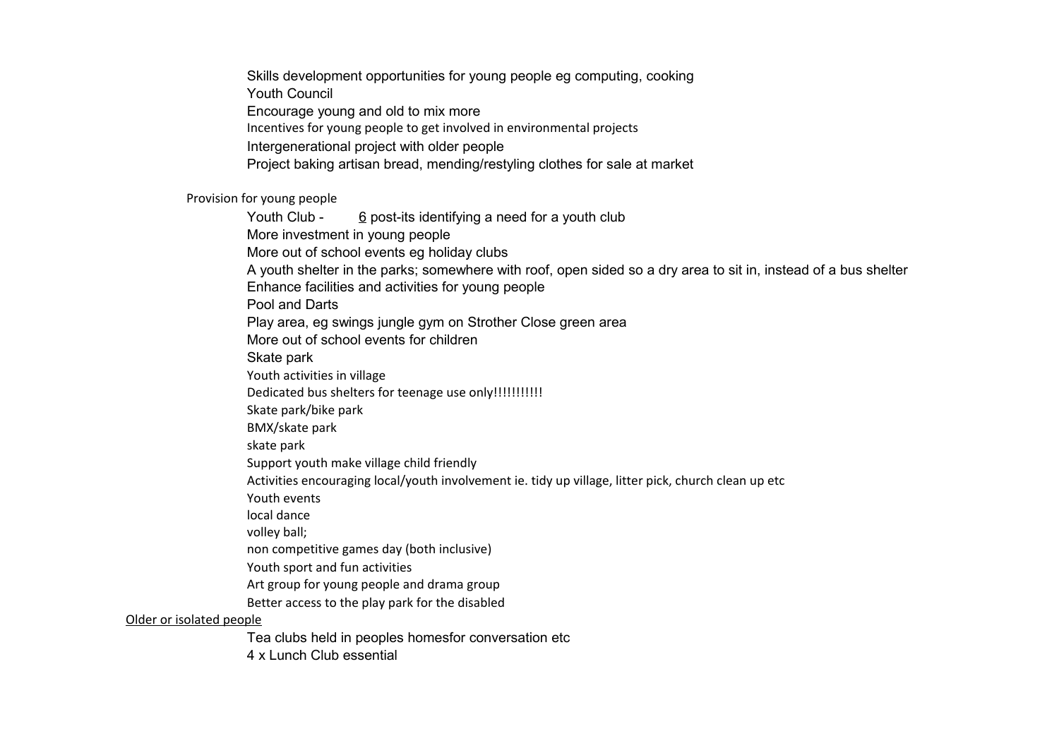- Skills development opportunities for young people eg computing, cooking
- Youth Council
- Encourage young and old to mix more
- Incentives for young people to get involved in environmental projects
- Intergenerational project with older people
- Project baking artisan bread, mending/restyling clothes for sale at market

Provision for young people

- Youth Club - <u>6</u> post-its identifying a need for a youth club
- More investment in young people
- More out of school events eg holiday clubs
- A youth shelter in the parks; somewhere with roof, open sided so a dry area to sit in, instead of a bus shelter
- Enhance facilities and activities for young people
- Pool and Darts
- Play area, eg swings jungle gym on Strother Close green area
- More out of school events for children
- Skate park
- Youth activities in village
- Dedicated bus shelters for teenage use only!!!!!!!!!!
- Skate park/bike park
- BMX/skate park
- skate park
- Support youth make village child friendly
- Activities encouraging local/youth involvement ie. tidy up village, litter pick, church clean up etc
- Youth events
- local dance
- volley ball;
- non competitive games day (both inclusive)
- Youth sport and fun activities
- Art group for young people and drama group
- Better access to the play park for the disabled

<u>Older or isolated people</u>

- Tea clubs held in peoples homesfor conversation etc
- 4 x Lunch Club essential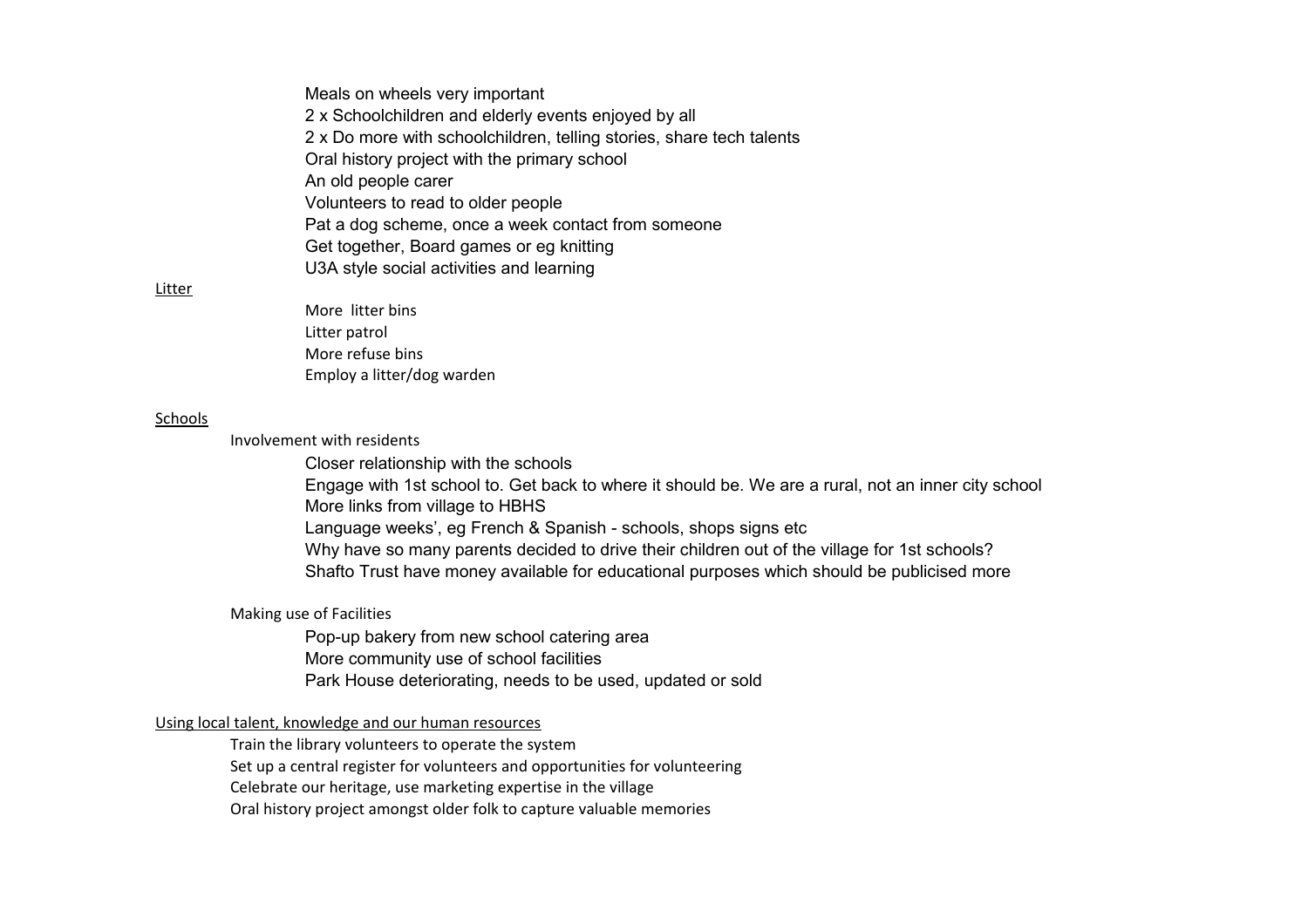- Meals on wheels very important
- 2 x Schoolchildren and elderly events enjoyed by all
- 2 x Do more with schoolchildren, telling stories, share tech talents
- Oral history project with the primary school
- An old people carer
- Volunteers to read to older people
- Pat a dog scheme, once a week contact from someone
- Get together, Board games or eg knitting
- U3A style social activities and learning

<u>Litter</u>

- More  litter bins
- Litter patrol
- More refuse bins
- Employ a litter/dog warden

<u>Schools</u>

Involvement with residents

- Closer relationship with the schools
- Engage with 1st school to. Get back to where it should be. We are a rural, not an inner city school
- More links from village to HBHS
- Language weeks', eg French & Spanish - schools, shops signs etc
- Why have so many parents decided to drive their children out of the village for 1st schools?
- Shafto Trust have money available for educational purposes which should be publicised more

Making use of Facilities

- Pop-up bakery from new school catering area
- More community use of school facilities
- Park House deteriorating, needs to be used, updated or sold

<u>Using local talent, knowledge and our human resources</u>

- Train the library volunteers to operate the system
- Set up a central register for volunteers and opportunities for volunteering
- Celebrate our heritage, use marketing expertise in the village
- Oral history project amongst older folk to capture valuable memories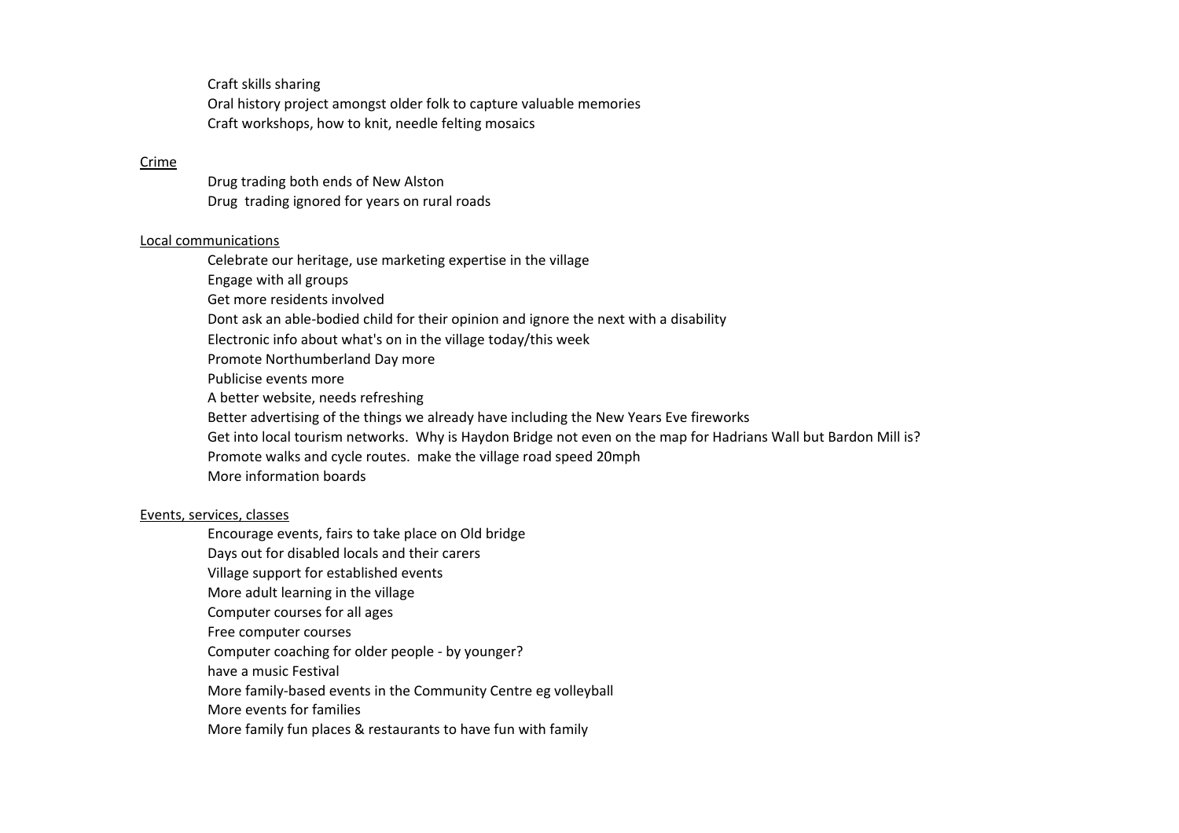Craft skills sharing
Oral history project amongst older folk to capture valuable memories
Craft workshops, how to knit, needle felting mosaics

<u>Crime</u>

Drug trading both ends of New Alston
Drug  trading ignored for years on rural roads

<u>Local communications</u>

Celebrate our heritage, use marketing expertise in the village
Engage with all groups
Get more residents involved
Dont ask an able-bodied child for their opinion and ignore the next with a disability
Electronic info about what's on in the village today/this week
Promote Northumberland Day more
Publicise events more
A better website, needs refreshing
Better advertising of the things we already have including the New Years Eve fireworks
Get into local tourism networks.  Why is Haydon Bridge not even on the map for Hadrians Wall but Bardon Mill is?
Promote walks and cycle routes.  make the village road speed 20mph
More information boards

<u>Events, services, classes</u>

Encourage events, fairs to take place on Old bridge
Days out for disabled locals and their carers
Village support for established events
More adult learning in the village
Computer courses for all ages
Free computer courses
Computer coaching for older people - by younger?
have a music Festival
More family-based events in the Community Centre eg volleyball
More events for families
More family fun places & restaurants to have fun with family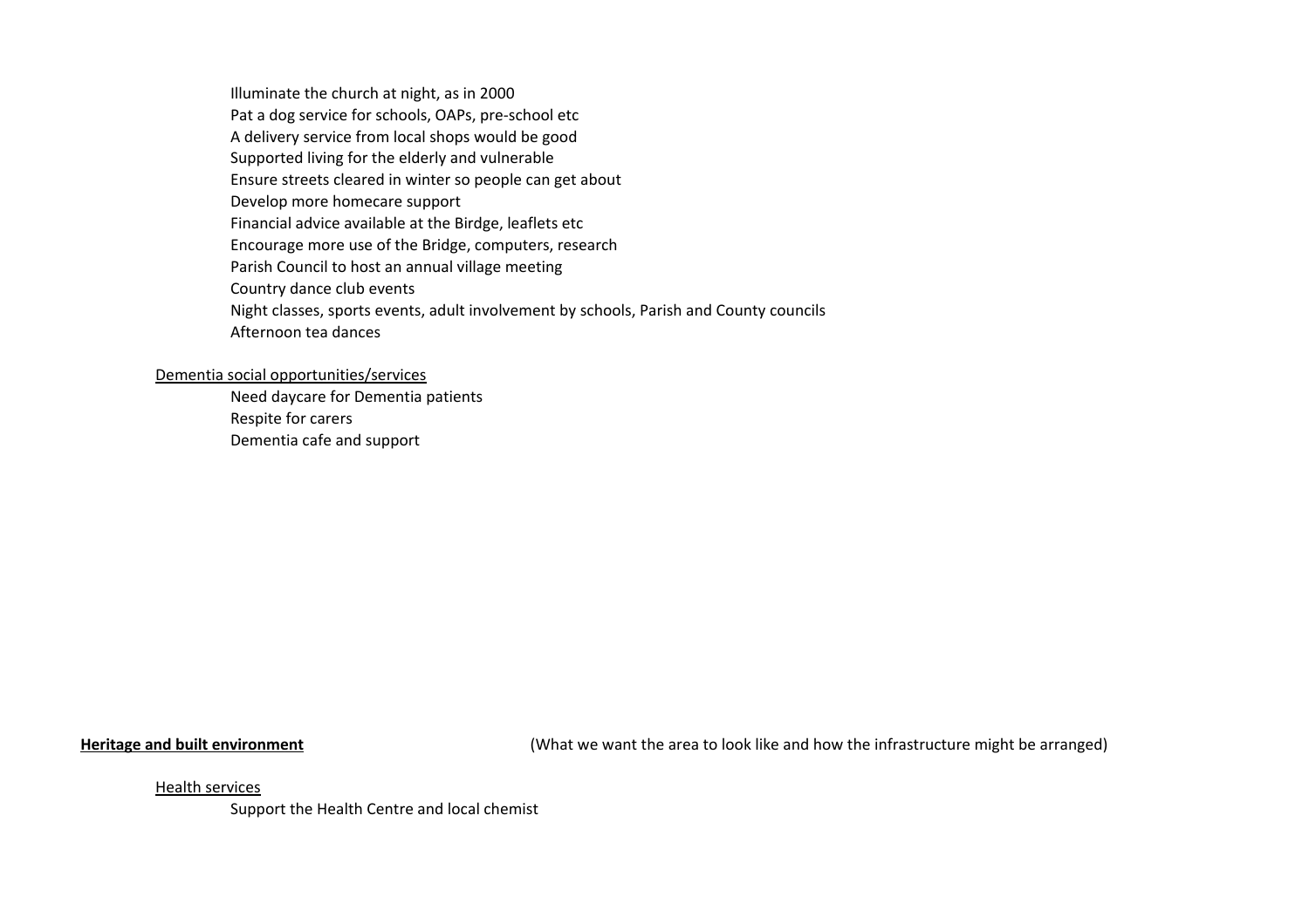- Illuminate the church at night, as in 2000
- Pat a dog service for schools, OAPs, pre-school etc
- A delivery service from local shops would be good
- Supported living for the elderly and vulnerable
- Ensure streets cleared in winter so people can get about
- Develop more homecare support
- Financial advice available at the Birdge, leaflets etc
- Encourage more use of the Bridge, computers, research
- Parish Council to host an annual village meeting
- Country dance club events
- Night classes, sports events, adult involvement by schools, Parish and County councils
- Afternoon tea dances

<u>Dementia social opportunities/services</u>

- Need daycare for Dementia patients
- Respite for carers
- Dementia cafe and support

**<u>Heritage and built environment</u>** (What we want the area to look like and how the infrastructure might be arranged)

<u>Health services</u>

- Support the Health Centre and local chemist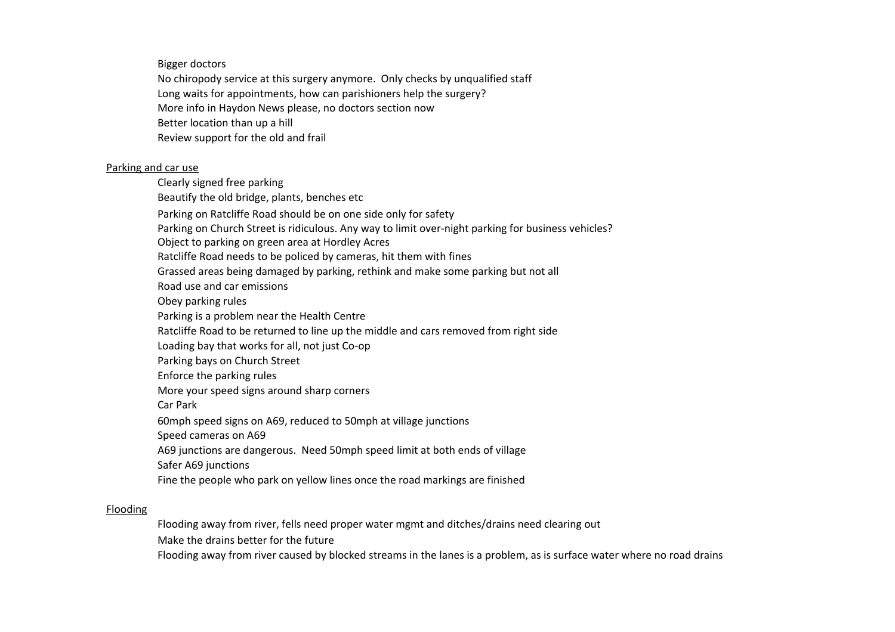Bigger doctors

No chiropody service at this surgery anymore. Only checks by unqualified staff

Long waits for appointments, how can parishioners help the surgery?

More info in Haydon News please, no doctors section now

Better location than up a hill

Review support for the old and frail

<u>Parking and car use</u>

Clearly signed free parking

Beautify the old bridge, plants, benches etc

Parking on Ratcliffe Road should be on one side only for safety

Parking on Church Street is ridiculous. Any way to limit over-night parking for business vehicles?

Object to parking on green area at Hordley Acres

Ratcliffe Road needs to be policed by cameras, hit them with fines

Grassed areas being damaged by parking, rethink and make some parking but not all

Road use and car emissions

Obey parking rules

Parking is a problem near the Health Centre

Ratcliffe Road to be returned to line up the middle and cars removed from right side

Loading bay that works for all, not just Co-op

Parking bays on Church Street

Enforce the parking rules

More your speed signs around sharp corners

Car Park

60mph speed signs on A69, reduced to 50mph at village junctions

Speed cameras on A69

A69 junctions are dangerous. Need 50mph speed limit at both ends of village

Safer A69 junctions

Fine the people who park on yellow lines once the road markings are finished

<u>Flooding</u>

Flooding away from river, fells need proper water mgmt and ditches/drains need clearing out

Make the drains better for the future

Flooding away from river caused by blocked streams in the lanes is a problem, as is surface water where no road drains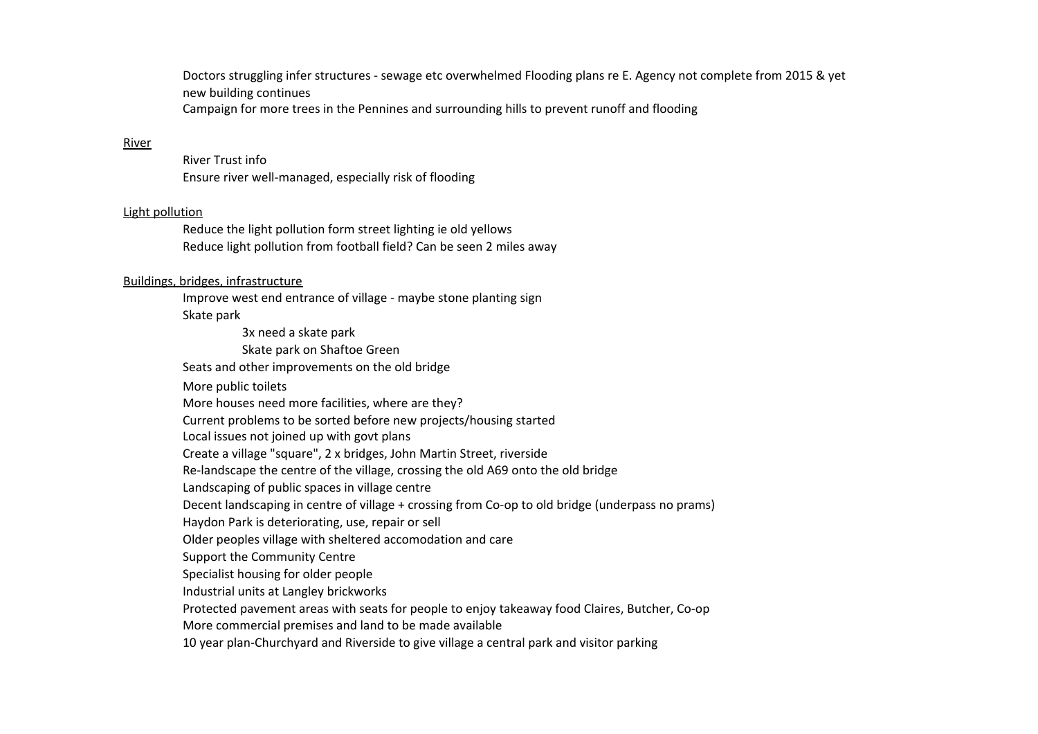Doctors struggling infer structures - sewage etc overwhelmed Flooding plans re E. Agency not complete from 2015 & yet new building continues

Campaign for more trees in the Pennines and surrounding hills to prevent runoff and flooding

<u>River</u>

- River Trust info
- Ensure river well-managed, especially risk of flooding

<u>Light pollution</u>

- Reduce the light pollution form street lighting ie old yellows
- Reduce light pollution from football field? Can be seen 2 miles away

<u>Buildings, bridges, infrastructure</u>

- Improve west end entrance of village - maybe stone planting sign
- Skate park
  - 3x need a skate park
  - Skate park on Shaftoe Green
- Seats and other improvements on the old bridge
- More public toilets
- More houses need more facilities, where are they?
- Current problems to be sorted before new projects/housing started
- Local issues not joined up with govt plans
- Create a village "square", 2 x bridges, John Martin Street, riverside
- Re-landscape the centre of the village, crossing the old A69 onto the old bridge
- Landscaping of public spaces in village centre
- Decent landscaping in centre of village + crossing from Co-op to old bridge (underpass no prams)
- Haydon Park is deteriorating, use, repair or sell
- Older peoples village with sheltered accomodation and care
- Support the Community Centre
- Specialist housing for older people
- Industrial units at Langley brickworks
- Protected pavement areas with seats for people to enjoy takeaway food Claires, Butcher, Co-op
- More commercial premises and land to be made available
- 10 year plan-Churchyard and Riverside to give village a central park and visitor parking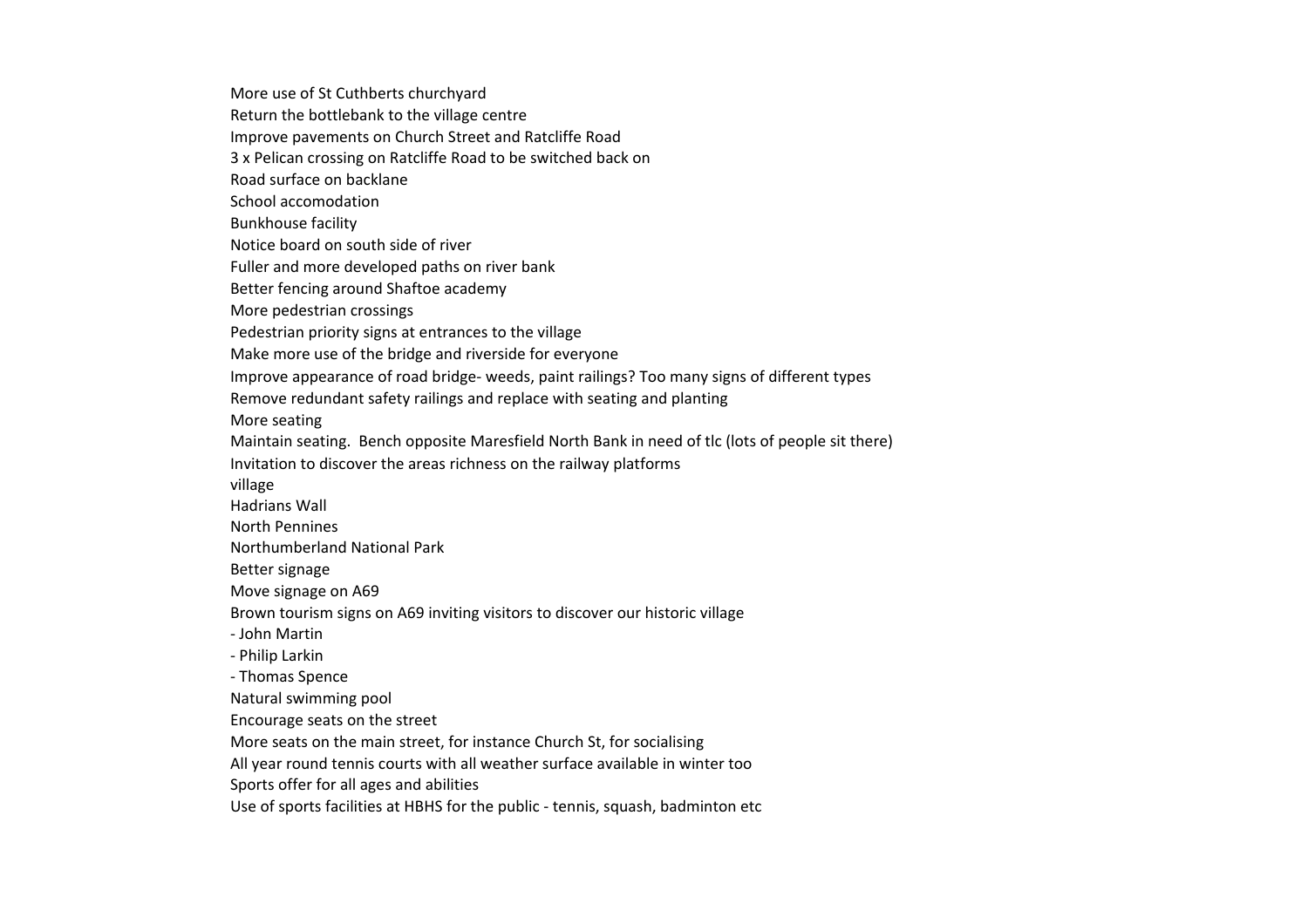More use of St Cuthberts churchyard
Return the bottlebank to the village centre
Improve pavements on Church Street and Ratcliffe Road
3 x Pelican crossing on Ratcliffe Road to be switched back on
Road surface on backlane
School accomodation
Bunkhouse facility
Notice board on south side of river
Fuller and more developed paths on river bank
Better fencing around Shaftoe academy
More pedestrian crossings
Pedestrian priority signs at entrances to the village
Make more use of the bridge and riverside for everyone
Improve appearance of road bridge- weeds, paint railings? Too many signs of different types
Remove redundant safety railings and replace with seating and planting
More seating
Maintain seating.  Bench opposite Maresfield North Bank in need of tlc (lots of people sit there)
Invitation to discover the areas richness on the railway platforms
village
Hadrians Wall
North Pennines
Northumberland National Park
Better signage
Move signage on A69
Brown tourism signs on A69 inviting visitors to discover our historic village
- John Martin
- Philip Larkin
- Thomas Spence

Natural swimming pool
Encourage seats on the street
More seats on the main street, for instance Church St, for socialising
All year round tennis courts with all weather surface available in winter too
Sports offer for all ages and abilities
Use of sports facilities at HBHS for the public - tennis, squash, badminton etc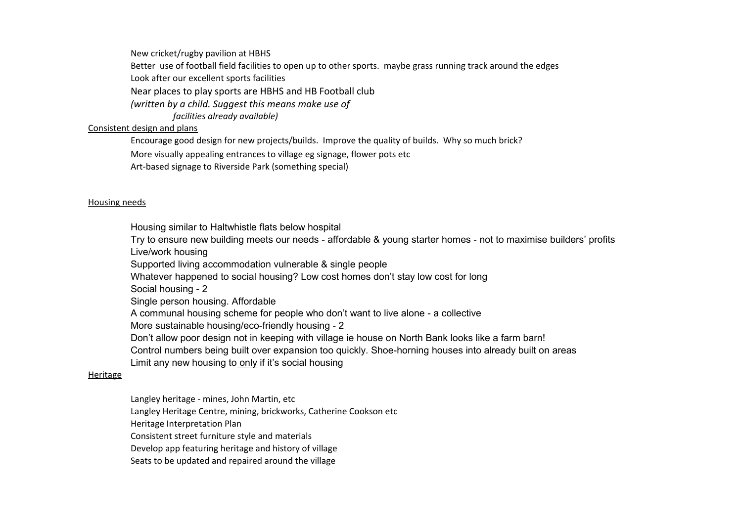New cricket/rugby pavilion at HBHS

Better use of football field facilities to open up to other sports. maybe grass running track around the edges

Look after our excellent sports facilities

Near places to play sports are HBHS and HB Football club

*(written by a child. Suggest this means make use of facilities already available)*

<u>Consistent design and plans</u>

Encourage good design for new projects/builds. Improve the quality of builds. Why so much brick?

More visually appealing entrances to village eg signage, flower pots etc

Art-based signage to Riverside Park (something special)

<u>Housing needs</u>

Housing similar to Haltwhistle flats below hospital

Try to ensure new building meets our needs - affordable & young starter homes - not to maximise builders' profits

Live/work housing

Supported living accommodation vulnerable & single people

Whatever happened to social housing? Low cost homes don't stay low cost for long

Social housing - 2

Single person housing. Affordable

A communal housing scheme for people who don't want to live alone - a collective

More sustainable housing/eco-friendly housing - 2

Don't allow poor design not in keeping with village ie house on North Bank looks like a farm barn!

Control numbers being built over expansion too quickly. Shoe-horning houses into already built on areas

Limit any new housing to <u>only</u> if it's social housing

<u>Heritage</u>

Langley heritage - mines, John Martin, etc

Langley Heritage Centre, mining, brickworks, Catherine Cookson etc

Heritage Interpretation Plan

Consistent street furniture style and materials

Develop app featuring heritage and history of village

Seats to be updated and repaired around the village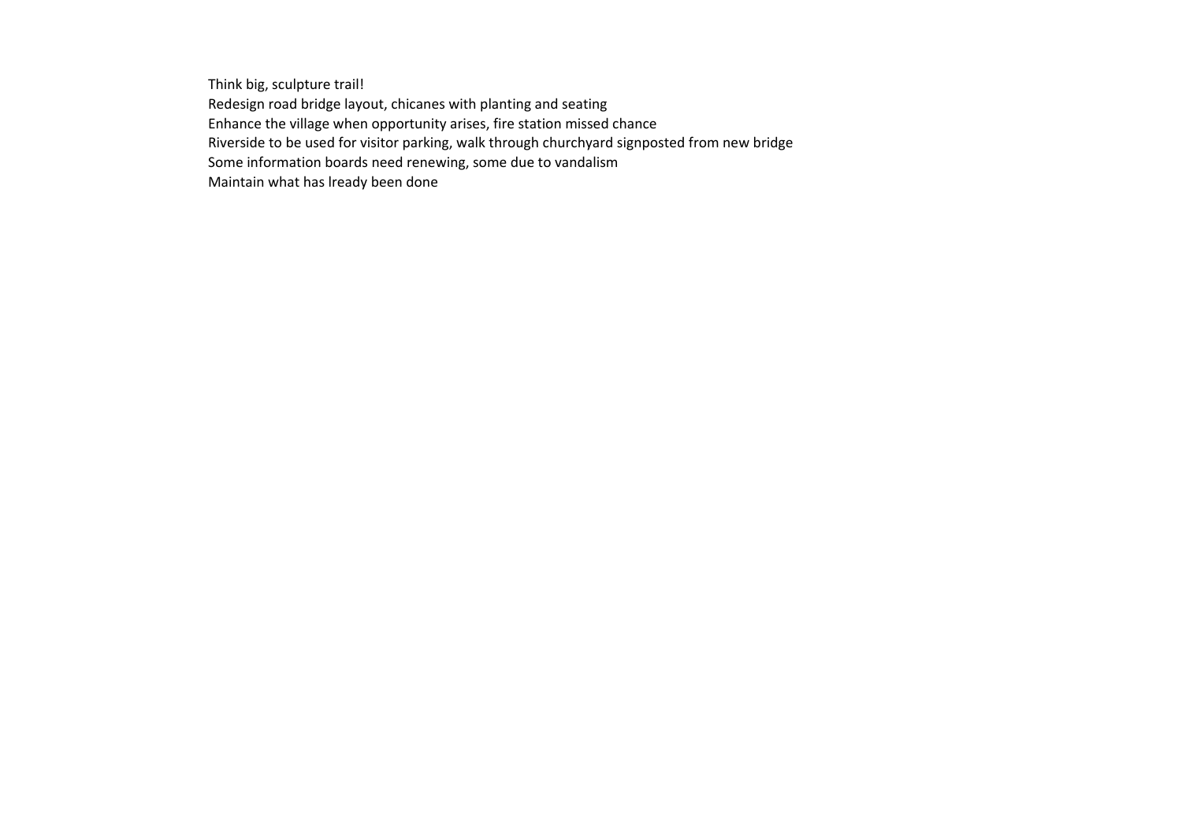Think big, sculpture trail!
Redesign road bridge layout, chicanes with planting and seating
Enhance the village when opportunity arises, fire station missed chance
Riverside to be used for visitor parking, walk through churchyard signposted from new bridge
Some information boards need renewing, some due to vandalism
Maintain what has lready been done